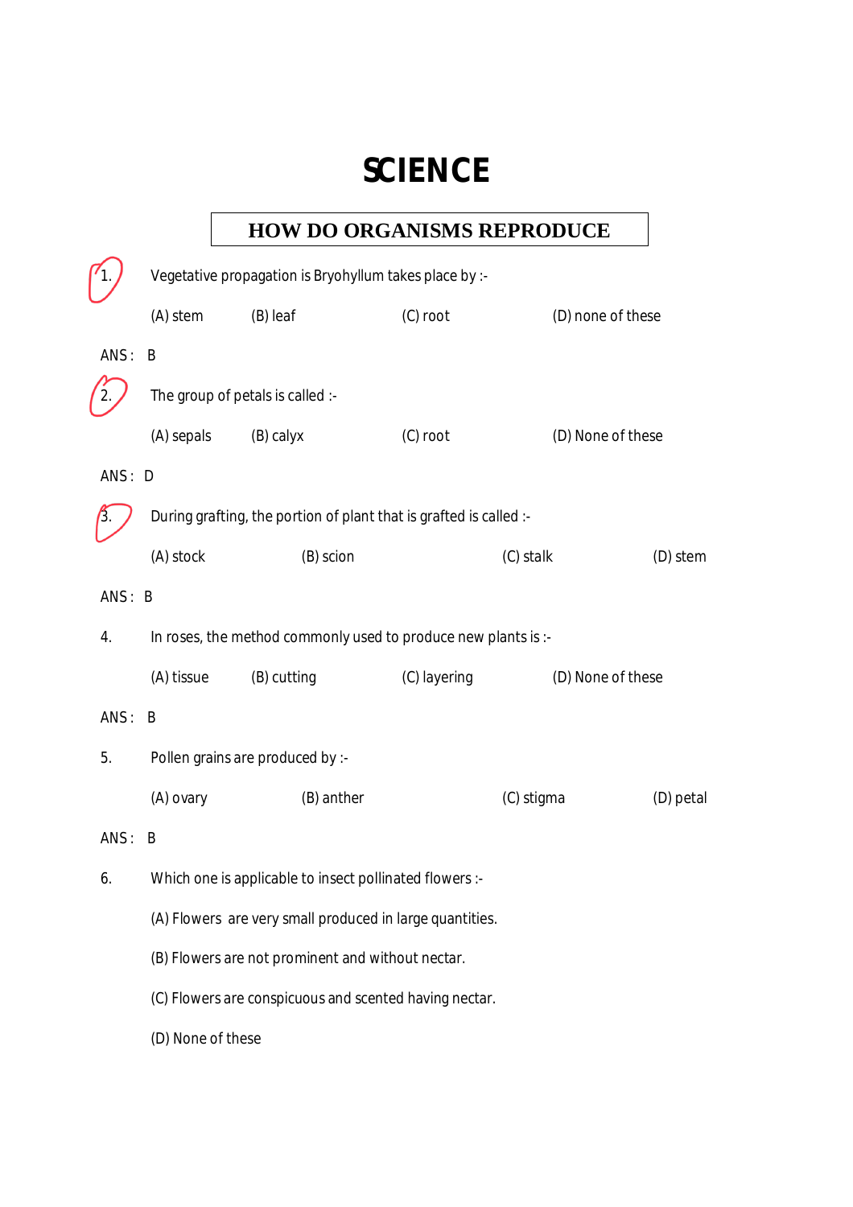# SCIENCE

## HOW DO ORGANISMS REPRODUCE

1. Vegetative propagation is Bryohyllum takes place by :-

   (A) stem (B) leaf (C) root (D) none of these

ANS : B

2. The group of petals is called :-

   (A) sepals (B) calyx (C) root (D) None of these

ANS : D

3. During grafting, the portion of plant that is grafted is called :-

   (A) stock (B) scion (C) stalk (D) stem

ANS : B

4. In roses, the method commonly used to produce new plants is :-

   (A) tissue (B) cutting (C) layering (D) None of these

ANS : B

5. Pollen grains are produced by :-

   (A) ovary (B) anther (C) stigma (D) petal

ANS : B

6. Which one is applicable to insect pollinated flowers :-

   (A) Flowers are very small produced in large quantities.

   (B) Flowers are not prominent and without nectar.

   (C) Flowers are conspicuous and scented having nectar.

   (D) None of these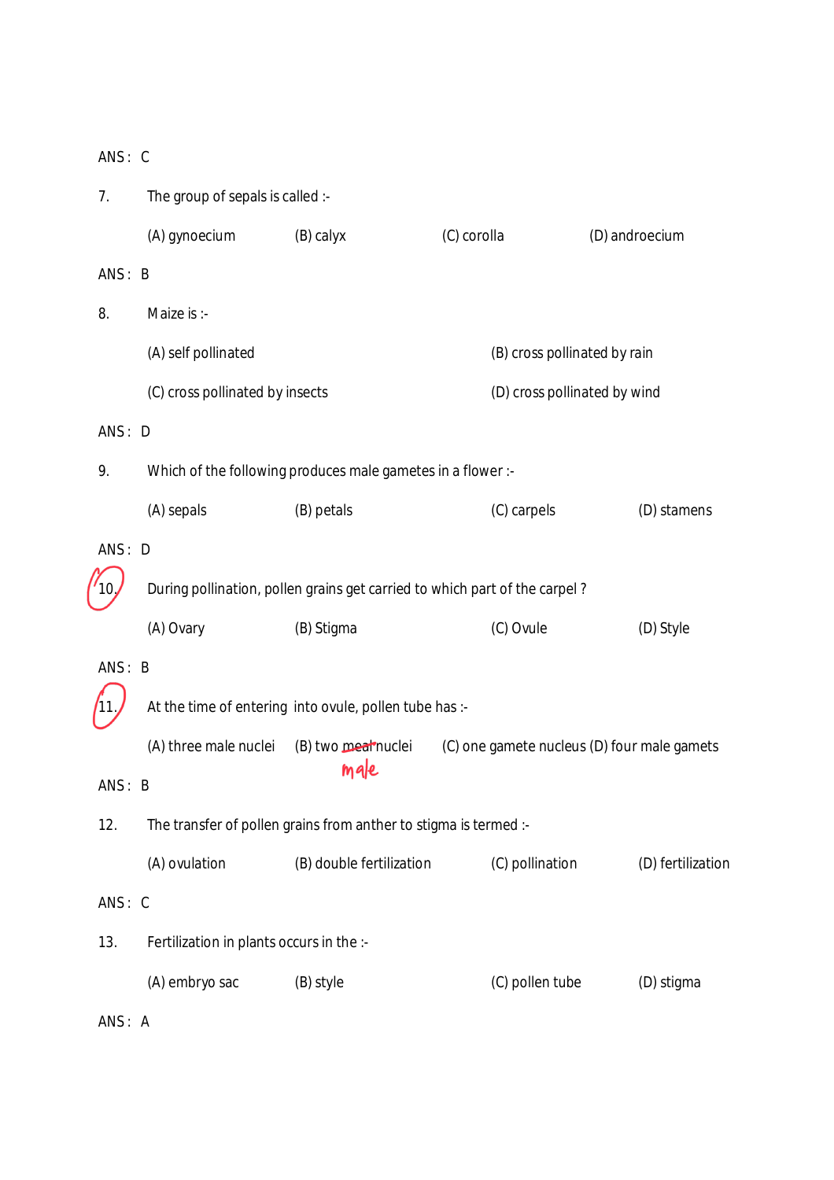ANS : C

7. The group of sepals is called :-

(A) gynoecium (B) calyx (C) corolla (D) androecium

ANS : B

8. Maize is :-

(A) self pollinated (B) cross pollinated by rain

(C) cross pollinated by insects (D) cross pollinated by wind

ANS : D

9. Which of the following produces male gametes in a flower :-

(A) sepals (B) petals (C) carpels (D) stamens

ANS : D

10. During pollination, pollen grains get carried to which part of the carpel ?

(A) Ovary (B) Stigma (C) Ovule (D) Style

ANS : B

11. At the time of entering into ovule, pollen tube has :-

(A) three male nuclei (B) two ~~meal~~ male nuclei (C) one gamete nucleus (D) four male gamets

ANS : B

12. The transfer of pollen grains from anther to stigma is termed :-

(A) ovulation (B) double fertilization (C) pollination (D) fertilization

ANS : C

13. Fertilization in plants occurs in the :-

(A) embryo sac (B) style (C) pollen tube (D) stigma

ANS : A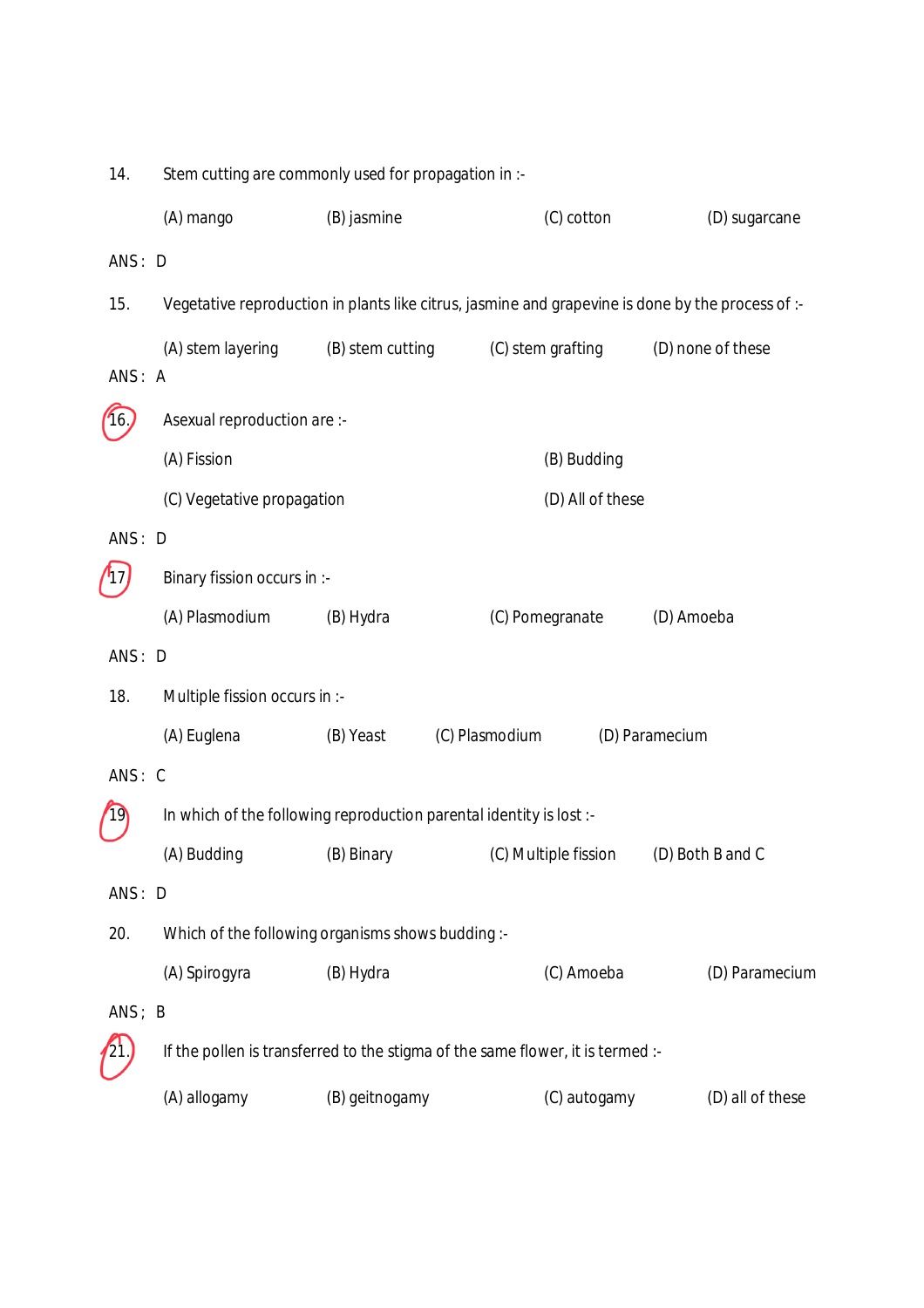14. Stem cutting are commonly used for propagation in :-

    (A) mango (B) jasmine (C) cotton (D) sugarcane

ANS : D

15. Vegetative reproduction in plants like citrus, jasmine and grapevine is done by the process of :-

    (A) stem layering (B) stem cutting (C) stem grafting (D) none of these

ANS : A

16. Asexual reproduction are :-

    (A) Fission (B) Budding

    (C) Vegetative propagation (D) All of these

ANS : D

17. Binary fission occurs in :-

    (A) Plasmodium (B) Hydra (C) Pomegranate (D) Amoeba

ANS : D

18. Multiple fission occurs in :-

    (A) Euglena (B) Yeast (C) Plasmodium (D) Paramecium

ANS : C

19. In which of the following reproduction parental identity is lost :-

    (A) Budding (B) Binary (C) Multiple fission (D) Both B and C

ANS : D

20. Which of the following organisms shows budding :-

    (A) Spirogyra (B) Hydra (C) Amoeba (D) Paramecium

ANS ; B

21. If the pollen is transferred to the stigma of the same flower, it is termed :-

    (A) allogamy (B) geitnogamy (C) autogamy (D) all of these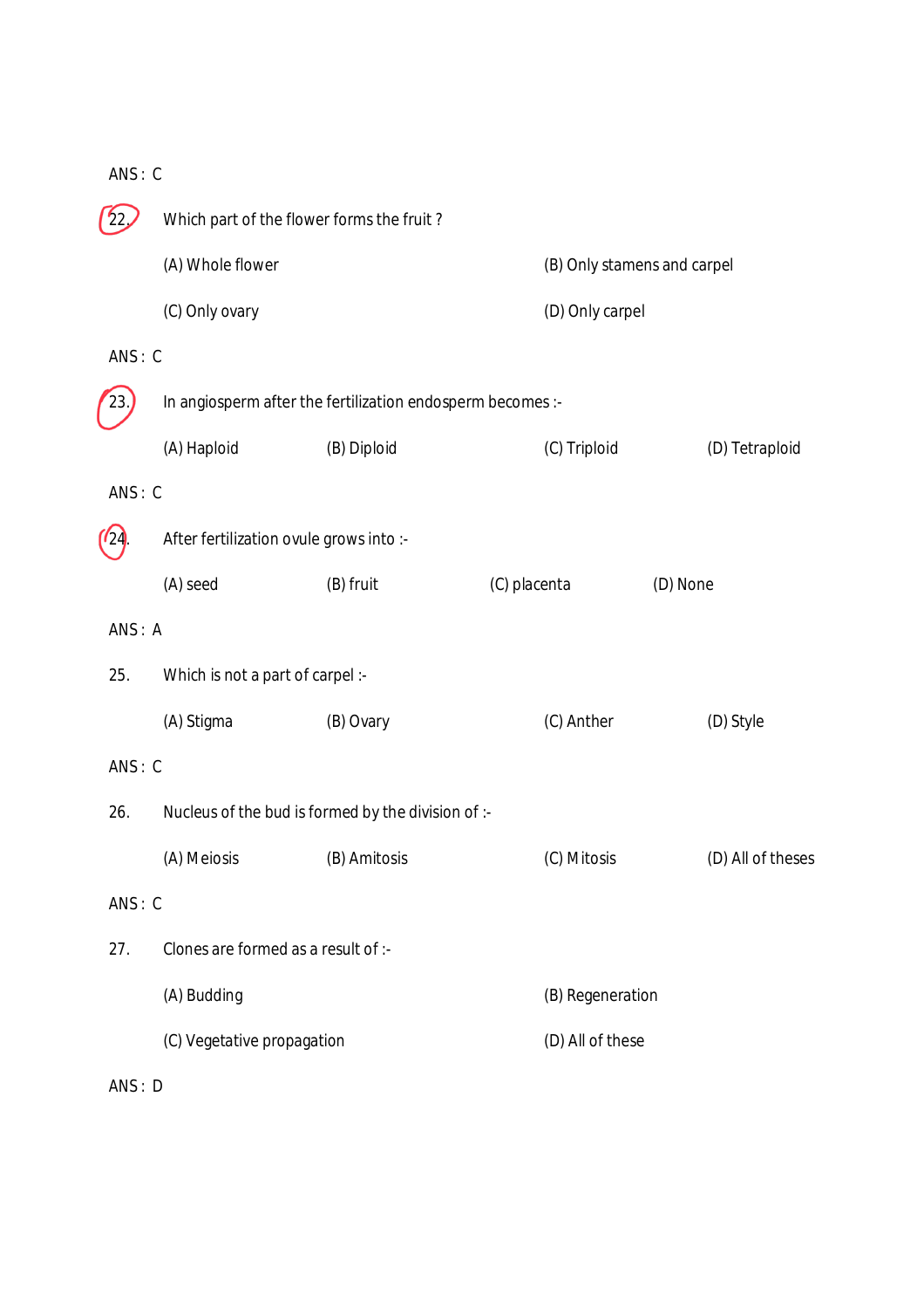ANS : C

22. Which part of the flower forms the fruit ?

(A) Whole flower (B) Only stamens and carpel

(C) Only ovary (D) Only carpel

ANS : C

23. In angiosperm after the fertilization endosperm becomes :-

(A) Haploid (B) Diploid (C) Triploid (D) Tetraploid

ANS : C

24. After fertilization ovule grows into :-

(A) seed (B) fruit (C) placenta (D) None

ANS : A

25. Which is not a part of carpel :-

(A) Stigma (B) Ovary (C) Anther (D) Style

ANS : C

26. Nucleus of the bud is formed by the division of :-

(A) Meiosis (B) Amitosis (C) Mitosis (D) All of theses

ANS : C

27. Clones are formed as a result of :-

(A) Budding (B) Regeneration

(C) Vegetative propagation (D) All of these

ANS : D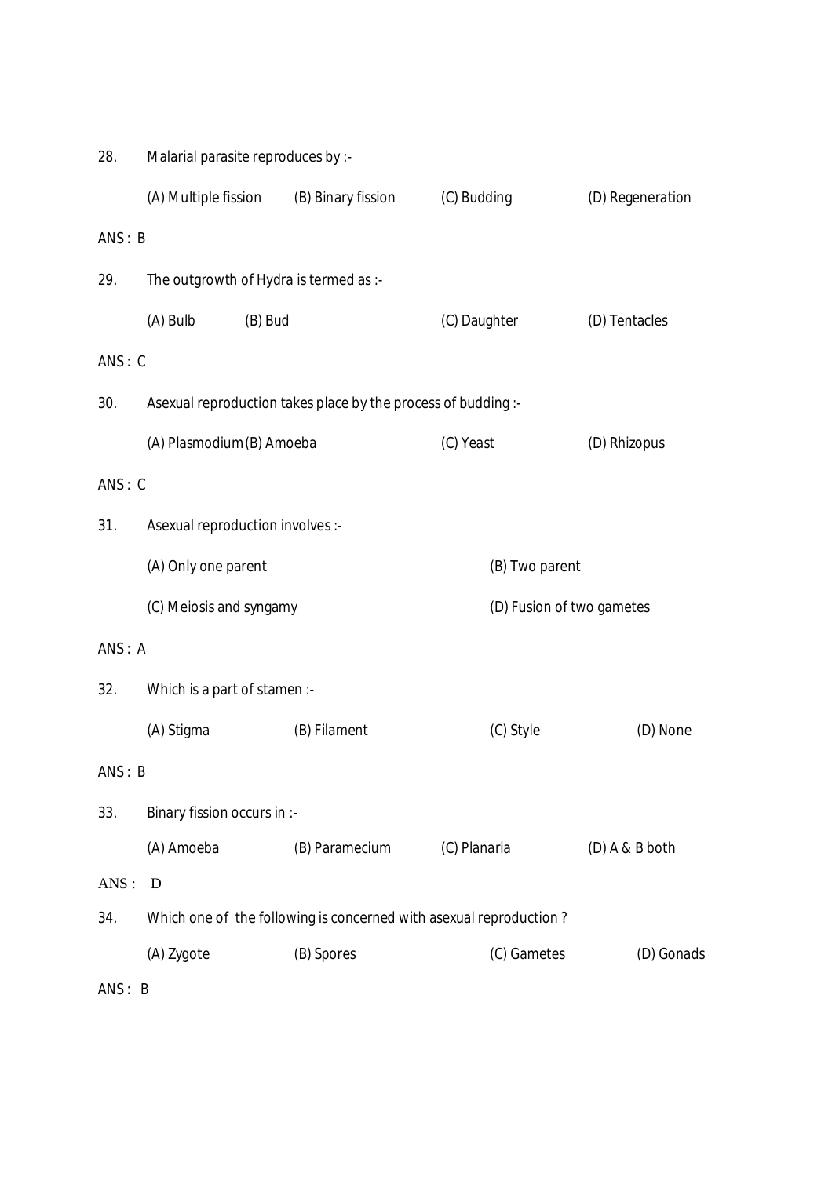28. Malarial parasite reproduces by :-

(A) Multiple fission (B) Binary fission (C) Budding (D) Regeneration

ANS : B

29. The outgrowth of Hydra is termed as :-

(A) Bulb (B) Bud (C) Daughter (D) Tentacles

ANS : C

30. Asexual reproduction takes place by the process of budding :-

(A) Plasmodium (B) Amoeba (C) Yeast (D) Rhizopus

ANS : C

31. Asexual reproduction involves :-

(A) Only one parent (B) Two parent

(C) Meiosis and syngamy (D) Fusion of two gametes

ANS : A

32. Which is a part of stamen :-

(A) Stigma (B) Filament (C) Style (D) None

ANS : B

33. Binary fission occurs in :-

(A) Amoeba (B) Paramecium (C) Planaria (D) A & B both

ANS : D

34. Which one of the following is concerned with asexual reproduction ?

(A) Zygote (B) Spores (C) Gametes (D) Gonads

ANS : B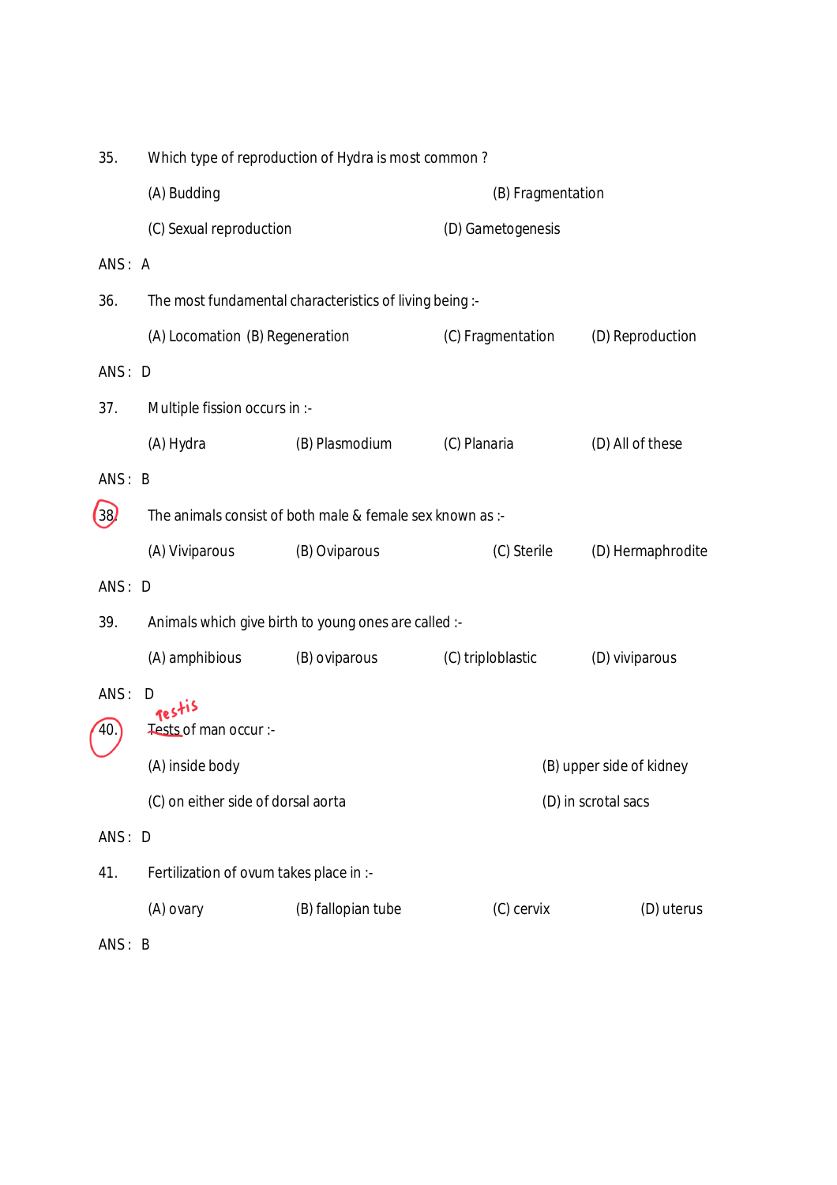35. Which type of reproduction of Hydra is most common ?

(A) Budding (B) Fragmentation

(C) Sexual reproduction (D) Gametogenesis

ANS : A

36. The most fundamental characteristics of living being :-

(A) Locomation (B) Regeneration (C) Fragmentation (D) Reproduction

ANS : D

37. Multiple fission occurs in :-

(A) Hydra (B) Plasmodium (C) Planaria (D) All of these

ANS : B

38. The animals consist of both male & female sex known as :-

(A) Viviparous (B) Oviparous (C) Sterile (D) Hermaphrodite

ANS : D

39. Animals which give birth to young ones are called :-

(A) amphibious (B) oviparous (C) triploblastic (D) viviparous

ANS : D

40. Tests (testis) of man occur :-

(A) inside body (B) upper side of kidney

(C) on either side of dorsal aorta (D) in scrotal sacs

ANS : D

41. Fertilization of ovum takes place in :-

(A) ovary (B) fallopian tube (C) cervix (D) uterus

ANS : B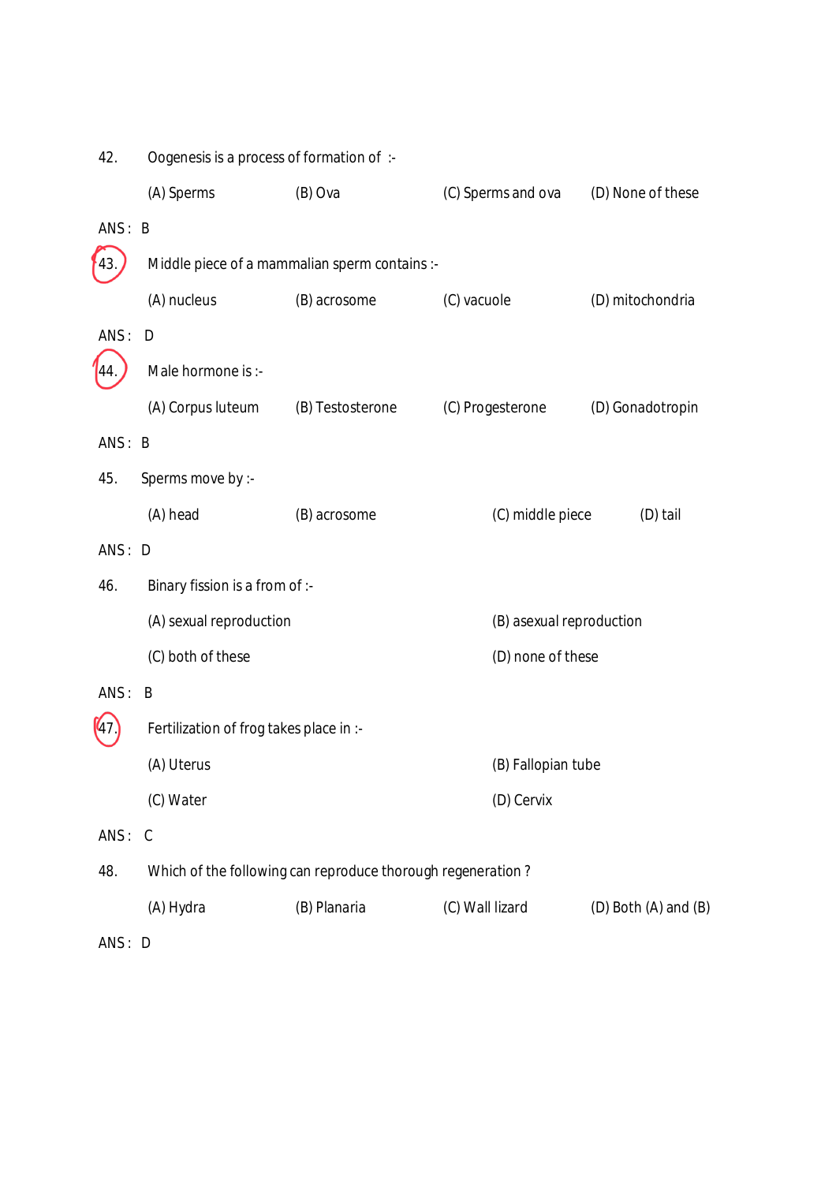42. Oogenesis is a process of formation of :-

(A) Sperms (B) Ova (C) Sperms and ova (D) None of these

ANS : B

43. Middle piece of a mammalian sperm contains :-

(A) nucleus (B) acrosome (C) vacuole (D) mitochondria

ANS : D

44. Male hormone is :-

(A) Corpus luteum (B) Testosterone (C) Progesterone (D) Gonadotropin

ANS : B

45. Sperms move by :-

(A) head (B) acrosome (C) middle piece (D) tail

ANS : D

46. Binary fission is a from of :-

(A) sexual reproduction (B) asexual reproduction

(C) both of these (D) none of these

ANS : B

47. Fertilization of frog takes place in :-

(A) Uterus (B) Fallopian tube

(C) Water (D) Cervix

ANS : C

48. Which of the following can reproduce thorough regeneration ?

(A) Hydra (B) Planaria (C) Wall lizard (D) Both (A) and (B)

ANS : D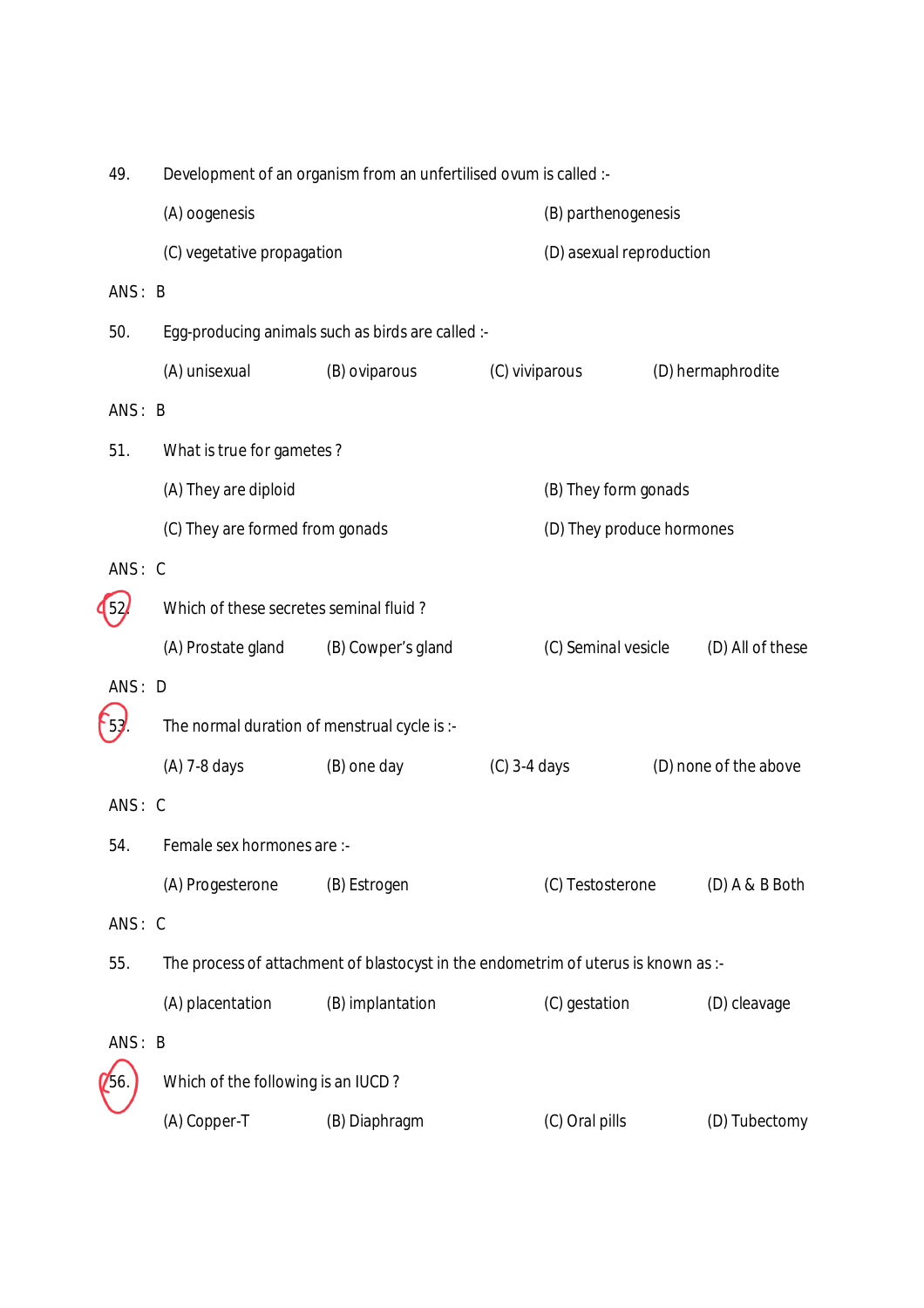49. Development of an organism from an unfertilised ovum is called :-

(A) oogenesis
(B) parthenogenesis
(C) vegetative propagation
(D) asexual reproduction

ANS : B

50. Egg-producing animals such as birds are called :-

(A) unisexual
(B) oviparous
(C) viviparous
(D) hermaphrodite

ANS : B

51. What is true for gametes ?

(A) They are diploid
(B) They form gonads
(C) They are formed from gonads
(D) They produce hormones

ANS : C

52. Which of these secretes seminal fluid ?

(A) Prostate gland
(B) Cowper's gland
(C) Seminal vesicle
(D) All of these

ANS : D

53. The normal duration of menstrual cycle is :-

(A) 7-8 days
(B) one day
(C) 3-4 days
(D) none of the above

ANS : C

54. Female sex hormones are :-

(A) Progesterone
(B) Estrogen
(C) Testosterone
(D) A & B Both

ANS : C

55. The process of attachment of blastocyst in the endometrim of uterus is known as :-

(A) placentation
(B) implantation
(C) gestation
(D) cleavage

ANS : B

56. Which of the following is an IUCD ?

(A) Copper-T
(B) Diaphragm
(C) Oral pills
(D) Tubectomy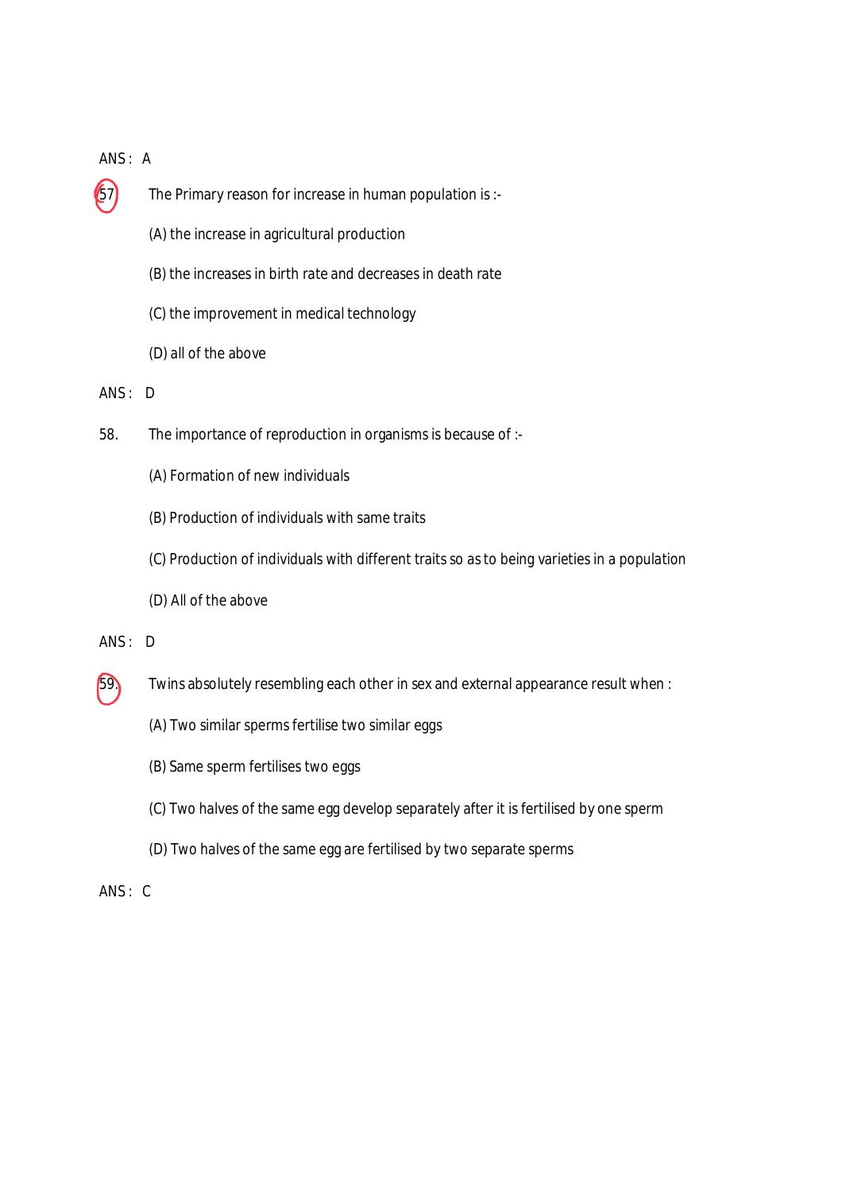ANS : A

57. The Primary reason for increase in human population is :-

(A) the increase in agricultural production

(B) the increases in birth rate and decreases in death rate

(C) the improvement in medical technology

(D) all of the above

ANS : D

58. The importance of reproduction in organisms is because of :-

(A) Formation of new individuals

(B) Production of individuals with same traits

(C) Production of individuals with different traits so as to being varieties in a population

(D) All of the above

ANS : D

59. Twins absolutely resembling each other in sex and external appearance result when :

(A) Two similar sperms fertilise two similar eggs

(B) Same sperm fertilises two eggs

(C) Two halves of the same egg develop separately after it is fertilised by one sperm

(D) Two halves of the same egg are fertilised by two separate sperms

ANS : C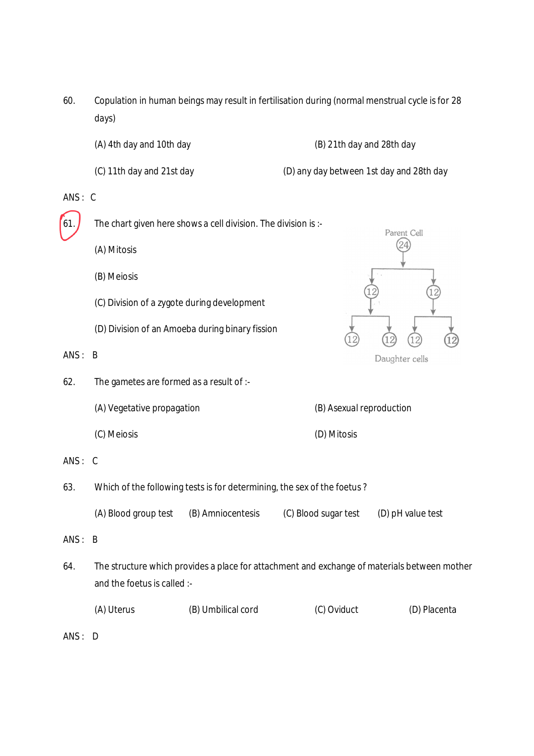60. Copulation in human beings may result in fertilisation during (normal menstrual cycle is for 28 days)

(A) 4th day and 10th day (B) 21th day and 28th day

(C) 11th day and 21st day (D) any day between 1st day and 28th day

ANS : C

61. The chart given here shows a cell division. The division is :-

(A) Mitosis

(B) Meiosis

(C) Division of a zygote during development

(D) Division of an Amoeba during binary fission

Parent Cell
24
12 12
12 12 12 12
Daughter cells

ANS : B

62. The gametes are formed as a result of :-

(A) Vegetative propagation (B) Asexual reproduction

(C) Meiosis (D) Mitosis

ANS : C

63. Which of the following tests is for determining, the sex of the foetus ?

(A) Blood group test (B) Amniocentesis (C) Blood sugar test (D) pH value test

ANS : B

64. The structure which provides a place for attachment and exchange of materials between mother and the foetus is called :-

(A) Uterus (B) Umbilical cord (C) Oviduct (D) Placenta

ANS : D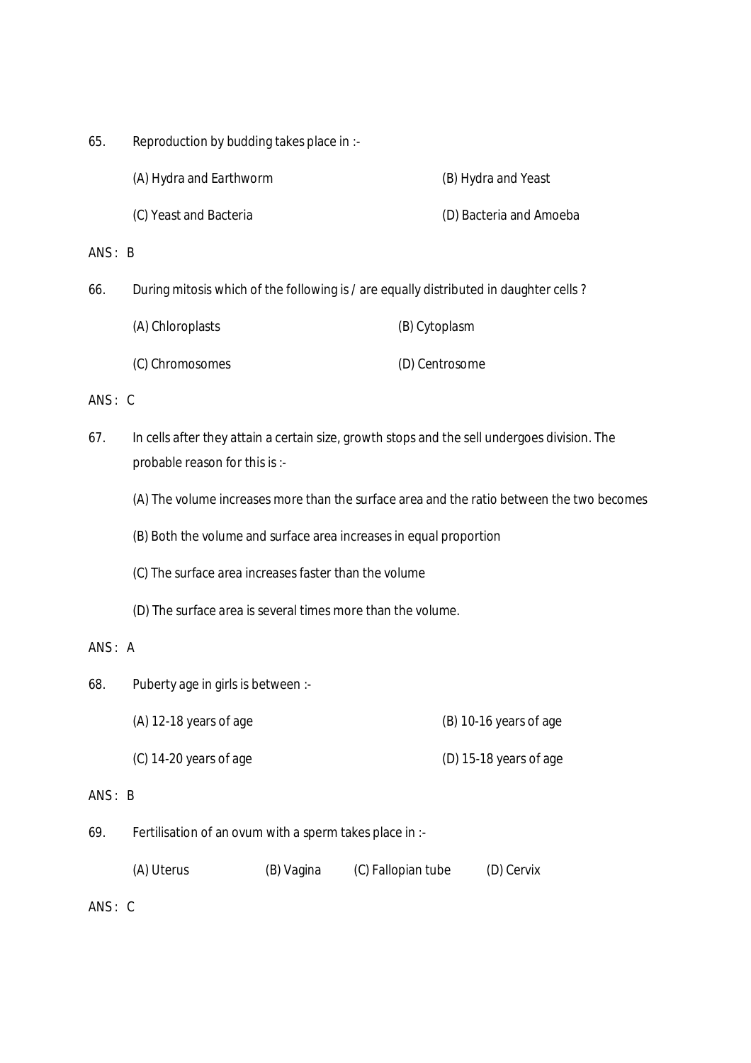65. Reproduction by budding takes place in :-

(A) Hydra and Earthworm (B) Hydra and Yeast

(C) Yeast and Bacteria (D) Bacteria and Amoeba

ANS : B

66. During mitosis which of the following is / are equally distributed in daughter cells ?

(A) Chloroplasts (B) Cytoplasm

(C) Chromosomes (D) Centrosome

ANS : C

67. In cells after they attain a certain size, growth stops and the sell undergoes division. The probable reason for this is :-

(A) The volume increases more than the surface area and the ratio between the two becomes

(B) Both the volume and surface area increases in equal proportion

(C) The surface area increases faster than the volume

(D) The surface area is several times more than the volume.

ANS : A

68. Puberty age in girls is between :-

(A) 12-18 years of age (B) 10-16 years of age

(C) 14-20 years of age (D) 15-18 years of age

ANS : B

69. Fertilisation of an ovum with a sperm takes place in :-

(A) Uterus (B) Vagina (C) Fallopian tube (D) Cervix

ANS : C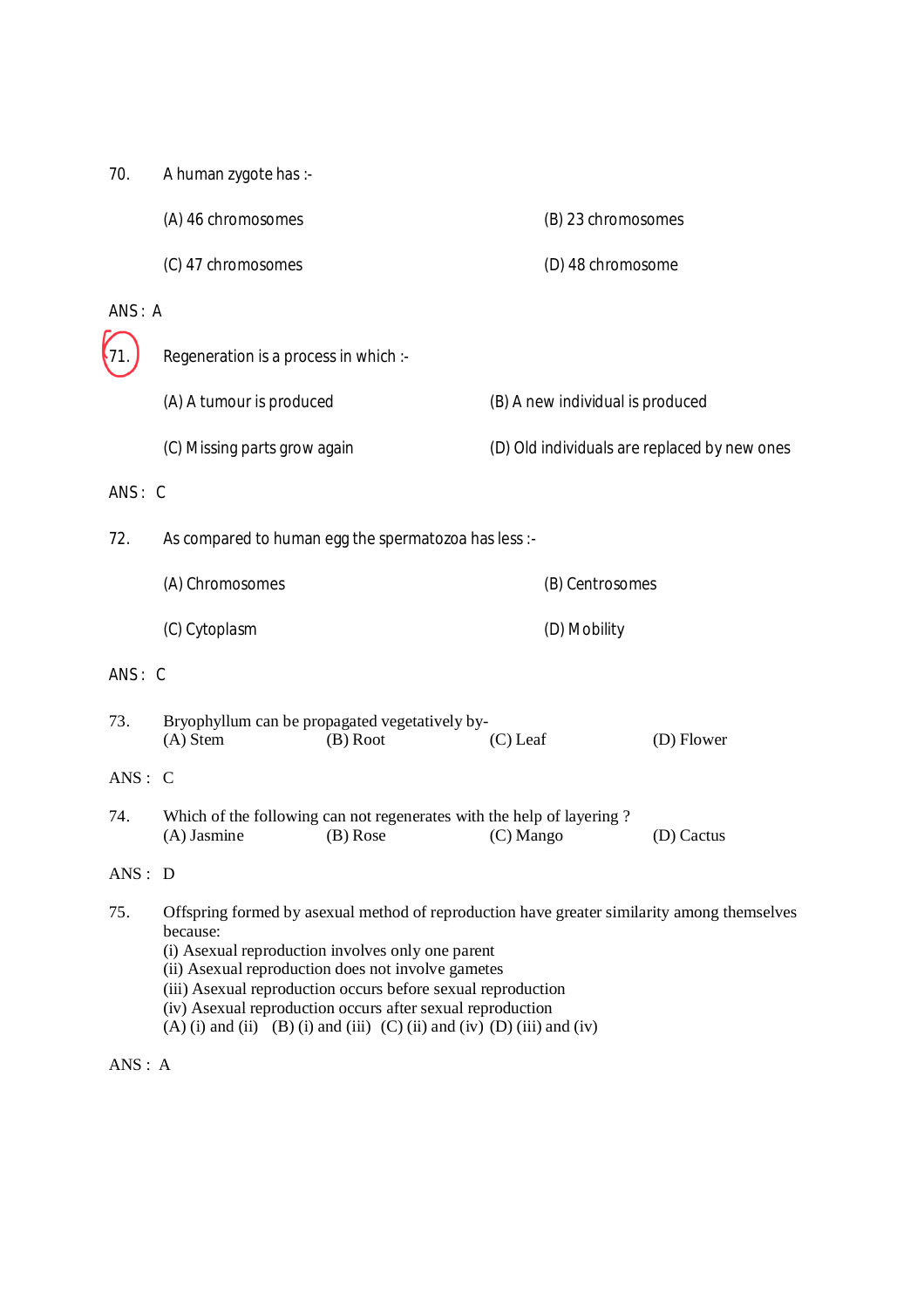70. A human zygote has :-

(A) 46 chromosomes (B) 23 chromosomes

(C) 47 chromosomes (D) 48 chromosome

ANS : A

71. Regeneration is a process in which :-

(A) A tumour is produced (B) A new individual is produced

(C) Missing parts grow again (D) Old individuals are replaced by new ones

ANS : C

72. As compared to human egg the spermatozoa has less :-

(A) Chromosomes (B) Centrosomes

(C) Cytoplasm (D) Mobility

ANS : C

73. Bryophyllum can be propagated vegetatively by-
(A) Stem (B) Root (C) Leaf (D) Flower

ANS : C

74. Which of the following can not regenerates with the help of layering ?
(A) Jasmine (B) Rose (C) Mango (D) Cactus

ANS : D

75. Offspring formed by asexual method of reproduction have greater similarity among themselves because:
(i) Asexual reproduction involves only one parent
(ii) Asexual reproduction does not involve gametes
(iii) Asexual reproduction occurs before sexual reproduction
(iv) Asexual reproduction occurs after sexual reproduction
(A) (i) and (ii) (B) (i) and (iii) (C) (ii) and (iv) (D) (iii) and (iv)

ANS : A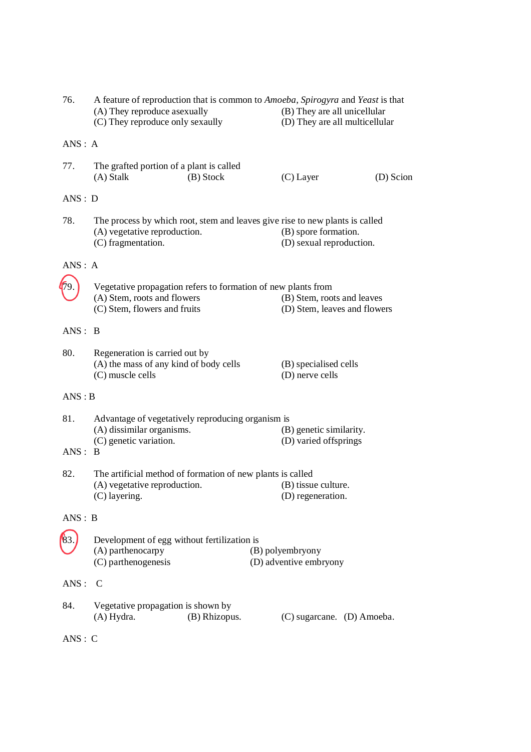76. A feature of reproduction that is common to *Amoeba*, *Spirogyra* and *Yeast* is that
(A) They reproduce asexually
(B) They are all unicellular
(C) They reproduce only sexaully
(D) They are all multicellular

ANS : A

77. The grafted portion of a plant is called
(A) Stalk
(B) Stock
(C) Layer
(D) Scion

ANS : D

78. The process by which root, stem and leaves give rise to new plants is called
(A) vegetative reproduction.
(B) spore formation.
(C) fragmentation.
(D) sexual reproduction.

ANS : A

79. Vegetative propagation refers to formation of new plants from
(A) Stem, roots and flowers
(B) Stem, roots and leaves
(C) Stem, flowers and fruits
(D) Stem, leaves and flowers

ANS : B

80. Regeneration is carried out by
(A) the mass of any kind of body cells
(B) specialised cells
(C) muscle cells
(D) nerve cells

ANS : B

81. Advantage of vegetatively reproducing organism is
(A) dissimilar organisms.
(B) genetic similarity.
(C) genetic variation.
(D) varied offsprings

ANS : B

82. The artificial method of formation of new plants is called
(A) vegetative reproduction.
(B) tissue culture.
(C) layering.
(D) regeneration.

ANS : B

83. Development of egg without fertilization is
(A) parthenocarpy
(B) polyembryony
(C) parthenogenesis
(D) adventive embryony

ANS : C

84. Vegetative propagation is shown by
(A) Hydra.
(B) Rhizopus.
(C) sugarcane.
(D) Amoeba.

ANS : C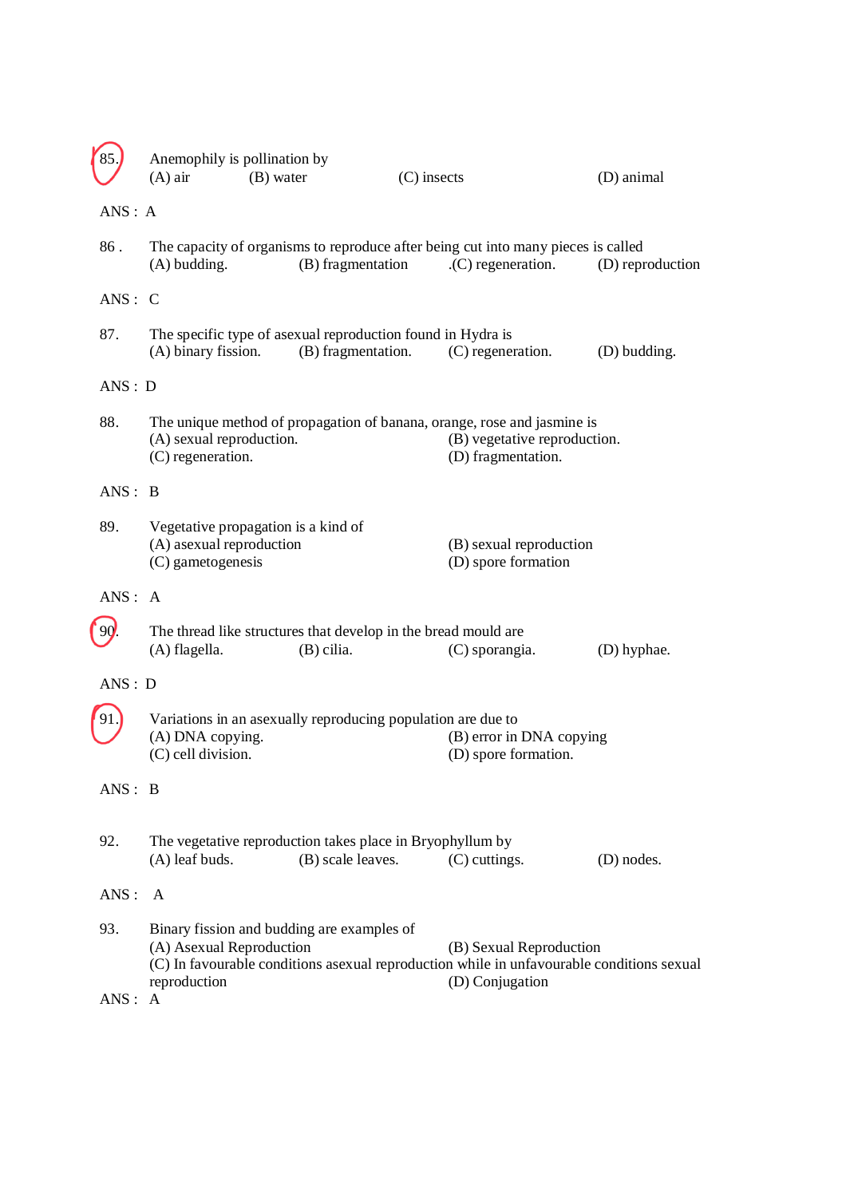85. Anemophily is pollination by
(A) air (B) water (C) insects (D) animal

ANS : A

86 . The capacity of organisms to reproduce after being cut into many pieces is called
(A) budding. (B) fragmentation .(C) regeneration. (D) reproduction

ANS : C

87. The specific type of asexual reproduction found in Hydra is
(A) binary fission. (B) fragmentation. (C) regeneration. (D) budding.

ANS : D

88. The unique method of propagation of banana, orange, rose and jasmine is
(A) sexual reproduction. (B) vegetative reproduction.
(C) regeneration. (D) fragmentation.

ANS : B

89. Vegetative propagation is a kind of
(A) asexual reproduction (B) sexual reproduction
(C) gametogenesis (D) spore formation

ANS : A

90. The thread like structures that develop in the bread mould are
(A) flagella. (B) cilia. (C) sporangia. (D) hyphae.

ANS : D

91. Variations in an asexually reproducing population are due to
(A) DNA copying. (B) error in DNA copying
(C) cell division. (D) spore formation.

ANS : B

92. The vegetative reproduction takes place in Bryophyllum by
(A) leaf buds. (B) scale leaves. (C) cuttings. (D) nodes.

ANS : A

93. Binary fission and budding are examples of
(A) Asexual Reproduction (B) Sexual Reproduction
(C) In favourable conditions asexual reproduction while in unfavourable conditions sexual reproduction (D) Conjugation

ANS : A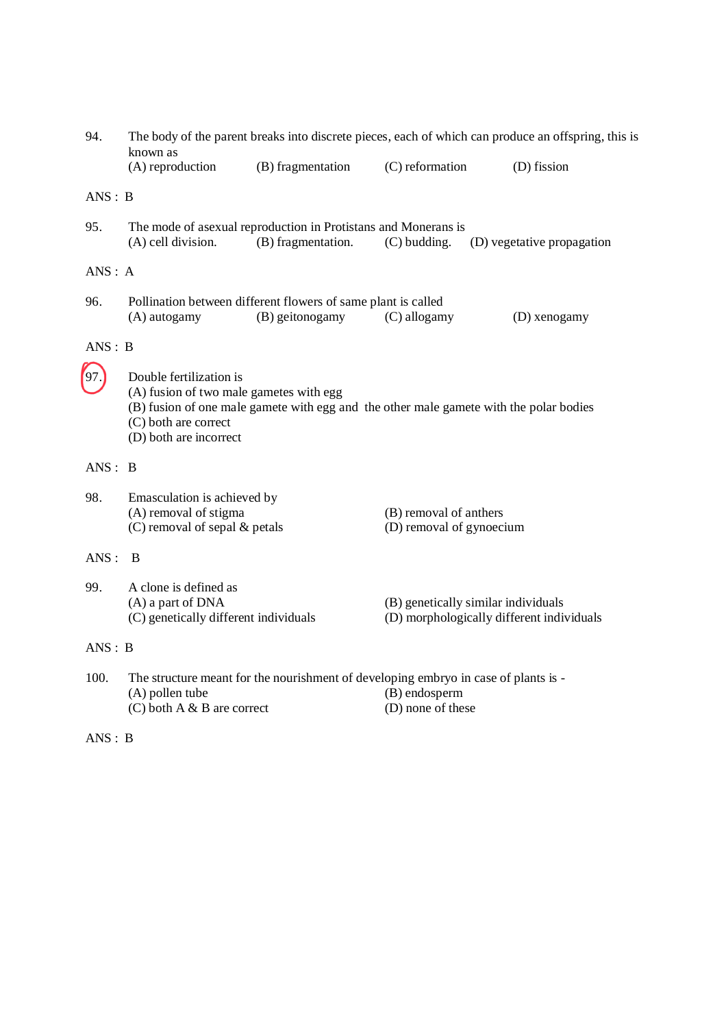94. The body of the parent breaks into discrete pieces, each of which can produce an offspring, this is known as
(A) reproduction (B) fragmentation (C) reformation (D) fission

ANS : B

95. The mode of asexual reproduction in Protistans and Monerans is
(A) cell division. (B) fragmentation. (C) budding. (D) vegetative propagation

ANS : A

96. Pollination between different flowers of same plant is called
(A) autogamy (B) geitonogamy (C) allogamy (D) xenogamy

ANS : B

97. Double fertilization is
(A) fusion of two male gametes with egg
(B) fusion of one male gamete with egg and the other male gamete with the polar bodies
(C) both are correct
(D) both are incorrect

ANS : B

98. Emasculation is achieved by
(A) removal of stigma
(B) removal of anthers
(C) removal of sepal & petals
(D) removal of gynoecium

ANS : B

99. A clone is defined as
(A) a part of DNA
(B) genetically similar individuals
(C) genetically different individuals
(D) morphologically different individuals

ANS : B

100. The structure meant for the nourishment of developing embryo in case of plants is -
(A) pollen tube
(B) endosperm
(C) both A & B are correct
(D) none of these

ANS : B